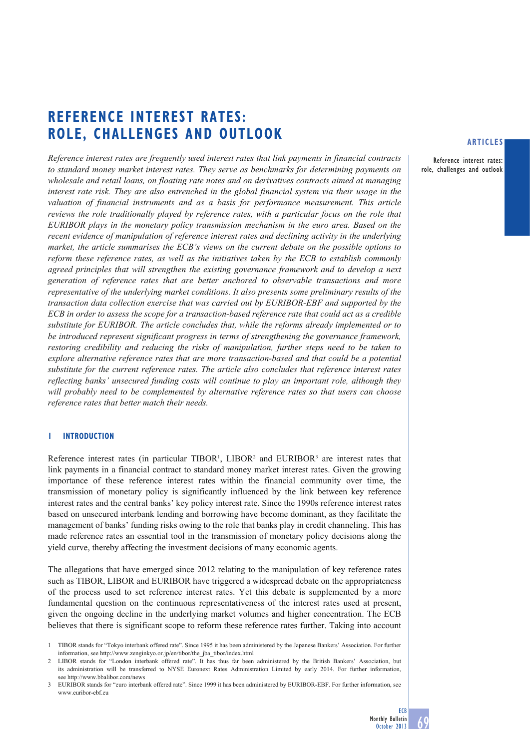# REFERENCE INTEREST RATES: ROLE, CHALLENGES AND OUTLOOK

*Reference interest rates are frequently used interest rates that link payments in financial contracts to standard money market interest rates. They serve as benchmarks for determining payments on wholesale and retail loans, on floating rate notes and on derivatives contracts aimed at managing interest rate risk. They are also entrenched in the global financial system via their usage in the valuation of financial instruments and as a basis for performance measurement. This article reviews the role traditionally played by reference rates, with a particular focus on the role that EURIBOR plays in the monetary policy transmission mechanism in the euro area. Based on the recent evidence of manipulation of reference interest rates and declining activity in the underlying market, the article summarises the ECB's views on the current debate on the possible options to reform these reference rates, as well as the initiatives taken by the ECB to establish commonly agreed principles that will strengthen the existing governance framework and to develop a next generation of reference rates that are better anchored to observable transactions and more representative of the underlying market conditions. It also presents some preliminary results of the transaction data collection exercise that was carried out by EURIBOR-EBF and supported by the ECB in order to assess the scope for a transaction-based reference rate that could act as a credible substitute for EURIBOR. The article concludes that, while the reforms already implemented or to be introduced represent significant progress in terms of strengthening the governance framework, restoring credibility and reducing the risks of manipulation, further steps need to be taken to explore alternative reference rates that are more transaction-based and that could be a potential substitute for the current reference rates. The article also concludes that reference interest rates reflecting banks' unsecured funding costs will continue to play an important role, although they will probably need to be complemented by alternative reference rates so that users can choose reference rates that better match their needs.*

## 1 INTRODUCTION

Reference interest rates (in particular TIBOR[1], LIBOR[2] and EURIBOR[3] are interest rates that link payments in a financial contract to standard money market interest rates. Given the growing importance of these reference interest rates within the financial community over time, the transmission of monetary policy is significantly influenced by the link between key reference interest rates and the central banks' key policy interest rate. Since the 1990s reference interest rates based on unsecured interbank lending and borrowing have become dominant, as they facilitate the management of banks' funding risks owing to the role that banks play in credit channeling. This has made reference rates an essential tool in the transmission of monetary policy decisions along the yield curve, thereby affecting the investment decisions of many economic agents.

The allegations that have emerged since 2012 relating to the manipulation of key reference rates such as TIBOR, LIBOR and EURIBOR have triggered a widespread debate on the appropriateness of the process used to set reference interest rates. Yet this debate is supplemented by a more fundamental question on the continuous representativeness of the interest rates used at present, given the ongoing decline in the underlying market volumes and higher concentration. The ECB believes that there is significant scope to reform these reference rates further. Taking into account

1 TIBOR stands for "Tokyo interbank offered rate". Since 1995 it has been administered by the Japanese Bankers' Association. For further information, see http://www.zenginkyo.or.jp/en/tibor/the_jba_tibor/index.html

2 LIBOR stands for "London interbank offered rate". It has thus far been administered by the British Bankers' Association, but its administration will be transferred to NYSE Euronext Rates Administration Limited by early 2014. For further information, see http://www.bbalibor.com/news

3 EURIBOR stands for "euro interbank offered rate". Since 1999 it has been administered by EURIBOR-EBF. For further information, see www.euribor-ebf.eu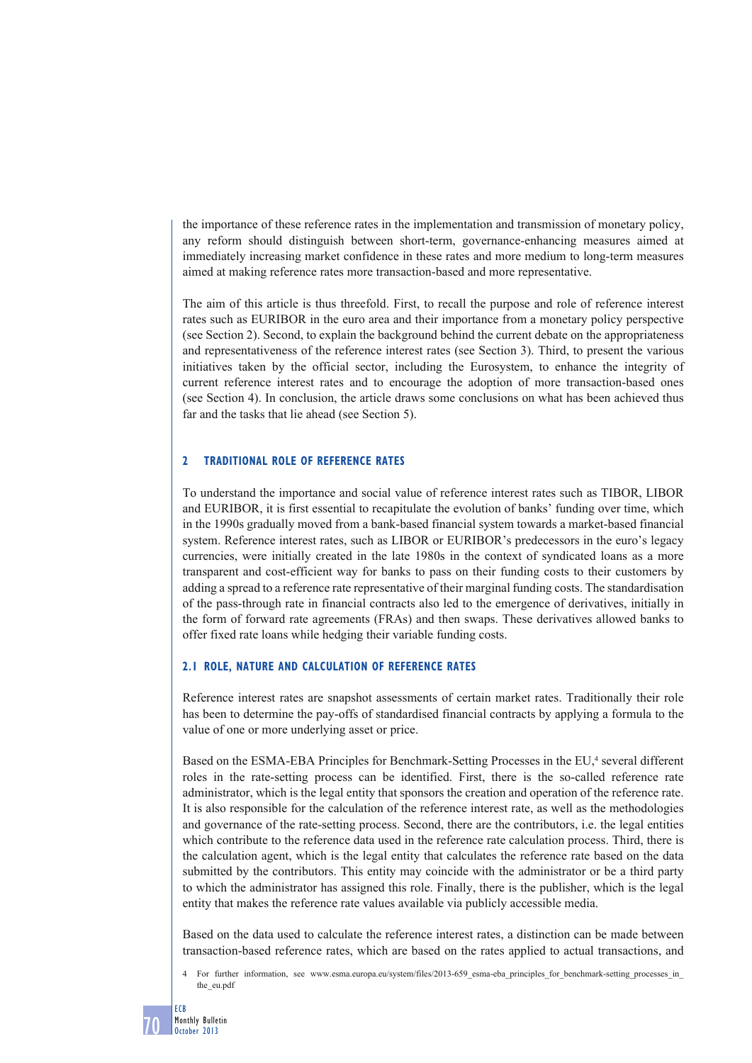the importance of these reference rates in the implementation and transmission of monetary policy, any reform should distinguish between short-term, governance-enhancing measures aimed at immediately increasing market confidence in these rates and more medium to long-term measures aimed at making reference rates more transaction-based and more representative.

The aim of this article is thus threefold. First, to recall the purpose and role of reference interest rates such as EURIBOR in the euro area and their importance from a monetary policy perspective (see Section 2). Second, to explain the background behind the current debate on the appropriateness and representativeness of the reference interest rates (see Section 3). Third, to present the various initiatives taken by the official sector, including the Eurosystem, to enhance the integrity of current reference interest rates and to encourage the adoption of more transaction-based ones (see Section 4). In conclusion, the article draws some conclusions on what has been achieved thus far and the tasks that lie ahead (see Section 5).

## 2 TRADITIONAL ROLE OF REFERENCE RATES

To understand the importance and social value of reference interest rates such as TIBOR, LIBOR and EURIBOR, it is first essential to recapitulate the evolution of banks' funding over time, which in the 1990s gradually moved from a bank-based financial system towards a market-based financial system. Reference interest rates, such as LIBOR or EURIBOR's predecessors in the euro's legacy currencies, were initially created in the late 1980s in the context of syndicated loans as a more transparent and cost-efficient way for banks to pass on their funding costs to their customers by adding a spread to a reference rate representative of their marginal funding costs. The standardisation of the pass-through rate in financial contracts also led to the emergence of derivatives, initially in the form of forward rate agreements (FRAs) and then swaps. These derivatives allowed banks to offer fixed rate loans while hedging their variable funding costs.

### 2.1 ROLE, NATURE AND CALCULATION OF REFERENCE RATES

Reference interest rates are snapshot assessments of certain market rates. Traditionally their role has been to determine the pay-offs of standardised financial contracts by applying a formula to the value of one or more underlying asset or price.

Based on the ESMA-EBA Principles for Benchmark-Setting Processes in the EU,[4] several different roles in the rate-setting process can be identified. First, there is the so-called reference rate administrator, which is the legal entity that sponsors the creation and operation of the reference rate. It is also responsible for the calculation of the reference interest rate, as well as the methodologies and governance of the rate-setting process. Second, there are the contributors, i.e. the legal entities which contribute to the reference data used in the reference rate calculation process. Third, there is the calculation agent, which is the legal entity that calculates the reference rate based on the data submitted by the contributors. This entity may coincide with the administrator or be a third party to which the administrator has assigned this role. Finally, there is the publisher, which is the legal entity that makes the reference rate values available via publicly accessible media.

Based on the data used to calculate the reference interest rates, a distinction can be made between transaction-based reference rates, which are based on the rates applied to actual transactions, and

4 For further information, see www.esma.europa.eu/system/files/2013-659_esma-eba_principles_for_benchmark-setting_processes_in_the_eu.pdf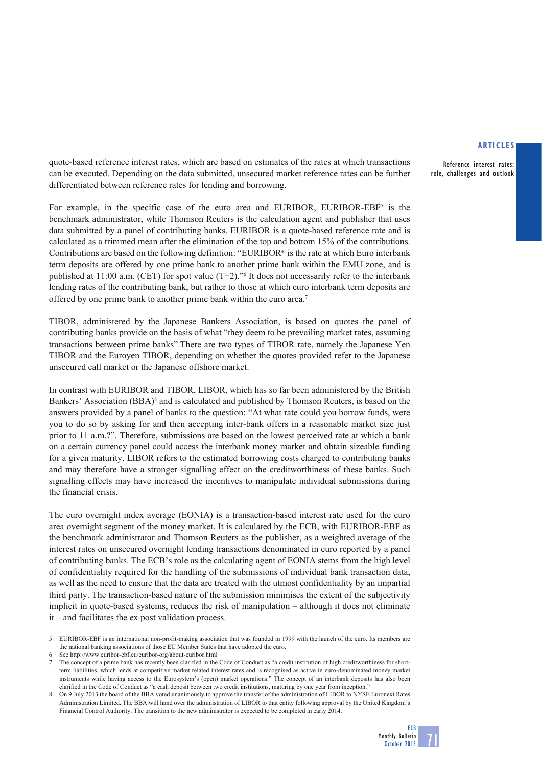quote-based reference interest rates, which are based on estimates of the rates at which transactions can be executed. Depending on the data submitted, unsecured market reference rates can be further differentiated between reference rates for lending and borrowing.

For example, in the specific case of the euro area and EURIBOR, EURIBOR-EBF[5] is the benchmark administrator, while Thomson Reuters is the calculation agent and publisher that uses data submitted by a panel of contributing banks. EURIBOR is a quote-based reference rate and is calculated as a trimmed mean after the elimination of the top and bottom 15% of the contributions. Contributions are based on the following definition: "EURIBOR® is the rate at which Euro interbank term deposits are offered by one prime bank to another prime bank within the EMU zone, and is published at 11:00 a.m. (CET) for spot value (T+2)."[6] It does not necessarily refer to the interbank lending rates of the contributing bank, but rather to those at which euro interbank term deposits are offered by one prime bank to another prime bank within the euro area.[7]

TIBOR, administered by the Japanese Bankers Association, is based on quotes the panel of contributing banks provide on the basis of what "they deem to be prevailing market rates, assuming transactions between prime banks".There are two types of TIBOR rate, namely the Japanese Yen TIBOR and the Euroyen TIBOR, depending on whether the quotes provided refer to the Japanese unsecured call market or the Japanese offshore market.

In contrast with EURIBOR and TIBOR, LIBOR, which has so far been administered by the British Bankers' Association (BBA)[8] and is calculated and published by Thomson Reuters, is based on the answers provided by a panel of banks to the question: "At what rate could you borrow funds, were you to do so by asking for and then accepting inter-bank offers in a reasonable market size just prior to 11 a.m.?". Therefore, submissions are based on the lowest perceived rate at which a bank on a certain currency panel could access the interbank money market and obtain sizeable funding for a given maturity. LIBOR refers to the estimated borrowing costs charged to contributing banks and may therefore have a stronger signalling effect on the creditworthiness of these banks. Such signalling effects may have increased the incentives to manipulate individual submissions during the financial crisis.

The euro overnight index average (EONIA) is a transaction-based interest rate used for the euro area overnight segment of the money market. It is calculated by the ECB, with EURIBOR-EBF as the benchmark administrator and Thomson Reuters as the publisher, as a weighted average of the interest rates on unsecured overnight lending transactions denominated in euro reported by a panel of contributing banks. The ECB's role as the calculating agent of EONIA stems from the high level of confidentiality required for the handling of the submissions of individual bank transaction data, as well as the need to ensure that the data are treated with the utmost confidentiality by an impartial third party. The transaction-based nature of the submission minimises the extent of the subjectivity implicit in quote-based systems, reduces the risk of manipulation – although it does not eliminate it – and facilitates the ex post validation process.

5 EURIBOR-EBF is an international non-profit-making association that was founded in 1999 with the launch of the euro. Its members are the national banking associations of those EU Member States that have adopted the euro.

6 See http://www.euribor-ebf.eu/euribor-org/about-euribor.html

7 The concept of a prime bank has recently been clarified in the Code of Conduct as "a credit institution of high creditworthiness for short-term liabilities, which lends at competitive market related interest rates and is recognised as active in euro-denominated money market instruments while having access to the Eurosystem's (open) market operations." The concept of an interbank deposits has also been clarified in the Code of Conduct as "a cash deposit between two credit institutions, maturing by one year from inception."

8 On 9 July 2013 the board of the BBA voted unanimously to approve the transfer of the administration of LIBOR to NYSE Euronext Rates Administration Limited. The BBA will hand over the administration of LIBOR to that entity following approval by the United Kingdom's Financial Control Authority. The transition to the new administrator is expected to be completed in early 2014.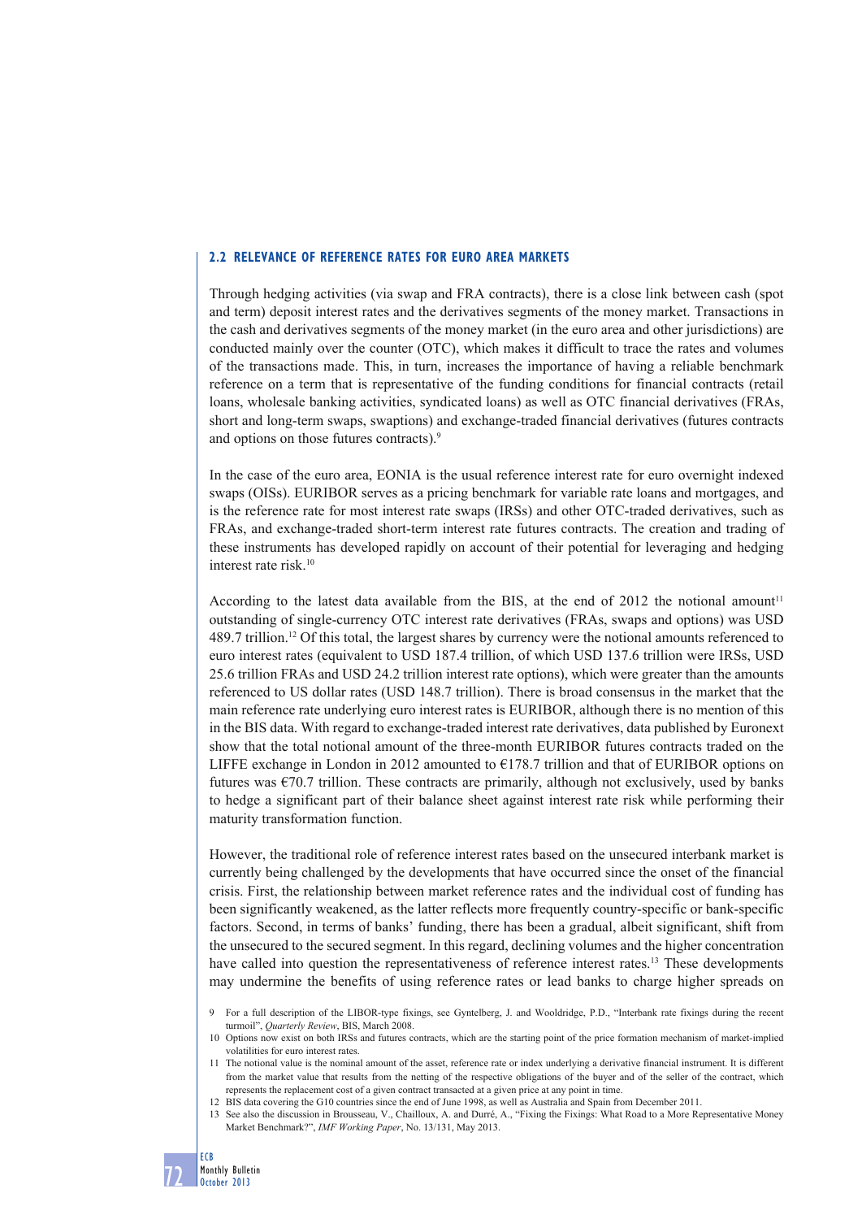### 2.2 RELEVANCE OF REFERENCE RATES FOR EURO AREA MARKETS

Through hedging activities (via swap and FRA contracts), there is a close link between cash (spot and term) deposit interest rates and the derivatives segments of the money market. Transactions in the cash and derivatives segments of the money market (in the euro area and other jurisdictions) are conducted mainly over the counter (OTC), which makes it difficult to trace the rates and volumes of the transactions made. This, in turn, increases the importance of having a reliable benchmark reference on a term that is representative of the funding conditions for financial contracts (retail loans, wholesale banking activities, syndicated loans) as well as OTC financial derivatives (FRAs, short and long-term swaps, swaptions) and exchange-traded financial derivatives (futures contracts and options on those futures contracts).[9]

In the case of the euro area, EONIA is the usual reference interest rate for euro overnight indexed swaps (OISs). EURIBOR serves as a pricing benchmark for variable rate loans and mortgages, and is the reference rate for most interest rate swaps (IRSs) and other OTC-traded derivatives, such as FRAs, and exchange-traded short-term interest rate futures contracts. The creation and trading of these instruments has developed rapidly on account of their potential for leveraging and hedging interest rate risk.[10]

According to the latest data available from the BIS, at the end of 2012 the notional amount[11] outstanding of single-currency OTC interest rate derivatives (FRAs, swaps and options) was USD 489.7 trillion.[12] Of this total, the largest shares by currency were the notional amounts referenced to euro interest rates (equivalent to USD 187.4 trillion, of which USD 137.6 trillion were IRSs, USD 25.6 trillion FRAs and USD 24.2 trillion interest rate options), which were greater than the amounts referenced to US dollar rates (USD 148.7 trillion). There is broad consensus in the market that the main reference rate underlying euro interest rates is EURIBOR, although there is no mention of this in the BIS data. With regard to exchange-traded interest rate derivatives, data published by Euronext show that the total notional amount of the three-month EURIBOR futures contracts traded on the LIFFE exchange in London in 2012 amounted to €178.7 trillion and that of EURIBOR options on futures was €70.7 trillion. These contracts are primarily, although not exclusively, used by banks to hedge a significant part of their balance sheet against interest rate risk while performing their maturity transformation function.

However, the traditional role of reference interest rates based on the unsecured interbank market is currently being challenged by the developments that have occurred since the onset of the financial crisis. First, the relationship between market reference rates and the individual cost of funding has been significantly weakened, as the latter reflects more frequently country-specific or bank-specific factors. Second, in terms of banks' funding, there has been a gradual, albeit significant, shift from the unsecured to the secured segment. In this regard, declining volumes and the higher concentration have called into question the representativeness of reference interest rates.[13] These developments may undermine the benefits of using reference rates or lead banks to charge higher spreads on

9 For a full description of the LIBOR-type fixings, see Gyntelberg, J. and Wooldridge, P.D., "Interbank rate fixings during the recent turmoil", *Quarterly Review*, BIS, March 2008.

10 Options now exist on both IRSs and futures contracts, which are the starting point of the price formation mechanism of market-implied volatilities for euro interest rates.

11 The notional value is the nominal amount of the asset, reference rate or index underlying a derivative financial instrument. It is different from the market value that results from the netting of the respective obligations of the buyer and of the seller of the contract, which represents the replacement cost of a given contract transacted at a given price at any point in time.

12 BIS data covering the G10 countries since the end of June 1998, as well as Australia and Spain from December 2011.

13 See also the discussion in Brousseau, V., Chailloux, A. and Durré, A., "Fixing the Fixings: What Road to a More Representative Money Market Benchmark?", *IMF Working Paper*, No. 13/131, May 2013.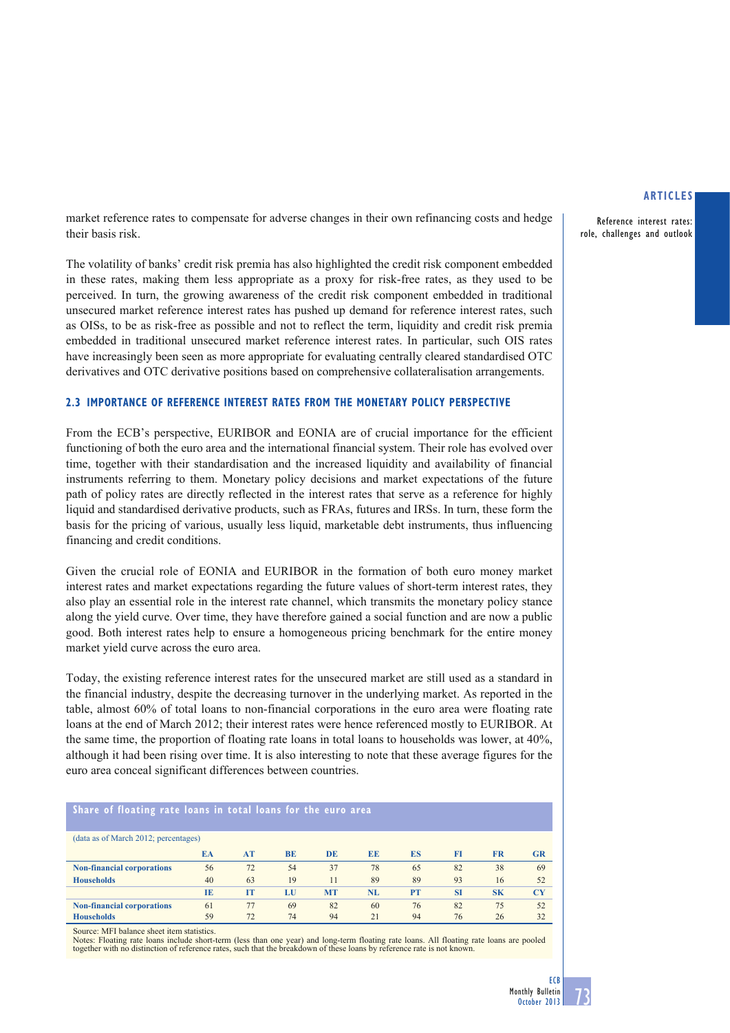market reference rates to compensate for adverse changes in their own refinancing costs and hedge their basis risk.

The volatility of banks' credit risk premia has also highlighted the credit risk component embedded in these rates, making them less appropriate as a proxy for risk-free rates, as they used to be perceived. In turn, the growing awareness of the credit risk component embedded in traditional unsecured market reference interest rates has pushed up demand for reference interest rates, such as OISs, to be as risk-free as possible and not to reflect the term, liquidity and credit risk premia embedded in traditional unsecured market reference interest rates. In particular, such OIS rates have increasingly been seen as more appropriate for evaluating centrally cleared standardised OTC derivatives and OTC derivative positions based on comprehensive collateralisation arrangements.

### 2.3 IMPORTANCE OF REFERENCE INTEREST RATES FROM THE MONETARY POLICY PERSPECTIVE

From the ECB's perspective, EURIBOR and EONIA are of crucial importance for the efficient functioning of both the euro area and the international financial system. Their role has evolved over time, together with their standardisation and the increased liquidity and availability of financial instruments referring to them. Monetary policy decisions and market expectations of the future path of policy rates are directly reflected in the interest rates that serve as a reference for highly liquid and standardised derivative products, such as FRAs, futures and IRSs. In turn, these form the basis for the pricing of various, usually less liquid, marketable debt instruments, thus influencing financing and credit conditions.

Given the crucial role of EONIA and EURIBOR in the formation of both euro money market interest rates and market expectations regarding the future values of short-term interest rates, they also play an essential role in the interest rate channel, which transmits the monetary policy stance along the yield curve. Over time, they have therefore gained a social function and are now a public good. Both interest rates help to ensure a homogeneous pricing benchmark for the entire money market yield curve across the euro area.

Today, the existing reference interest rates for the unsecured market are still used as a standard in the financial industry, despite the decreasing turnover in the underlying market. As reported in the table, almost 60% of total loans to non-financial corporations in the euro area were floating rate loans at the end of March 2012; their interest rates were hence referenced mostly to EURIBOR. At the same time, the proportion of floating rate loans in total loans to households was lower, at 40%, although it had been rising over time. It is also interesting to note that these average figures for the euro area conceal significant differences between countries.

**Share of floating rate loans in total loans for the euro area**

(data as of March 2012; percentages)

| | EA | AT | BE | DE | EE | ES | FI | FR | GR |
|---|---|---|---|---|---|---|---|---|---|
| **Non-financial corporations** | 56 | 72 | 54 | 37 | 78 | 65 | 82 | 38 | 69 |
| **Households** | 40 | 63 | 19 | 11 | 89 | 89 | 93 | 16 | 52 |
| | **IE** | **IT** | **LU** | **MT** | **NL** | **PT** | **SI** | **SK** | **CY** |
| **Non-financial corporations** | 61 | 77 | 69 | 82 | 60 | 76 | 82 | 75 | 52 |
| **Households** | 59 | 72 | 74 | 94 | 21 | 94 | 76 | 26 | 32 |

Source: MFI balance sheet item statistics.
Notes: Floating rate loans include short-term (less than one year) and long-term floating rate loans. All floating rate loans are pooled together with no distinction of reference rates, such that the breakdown of these loans by reference rate is not known.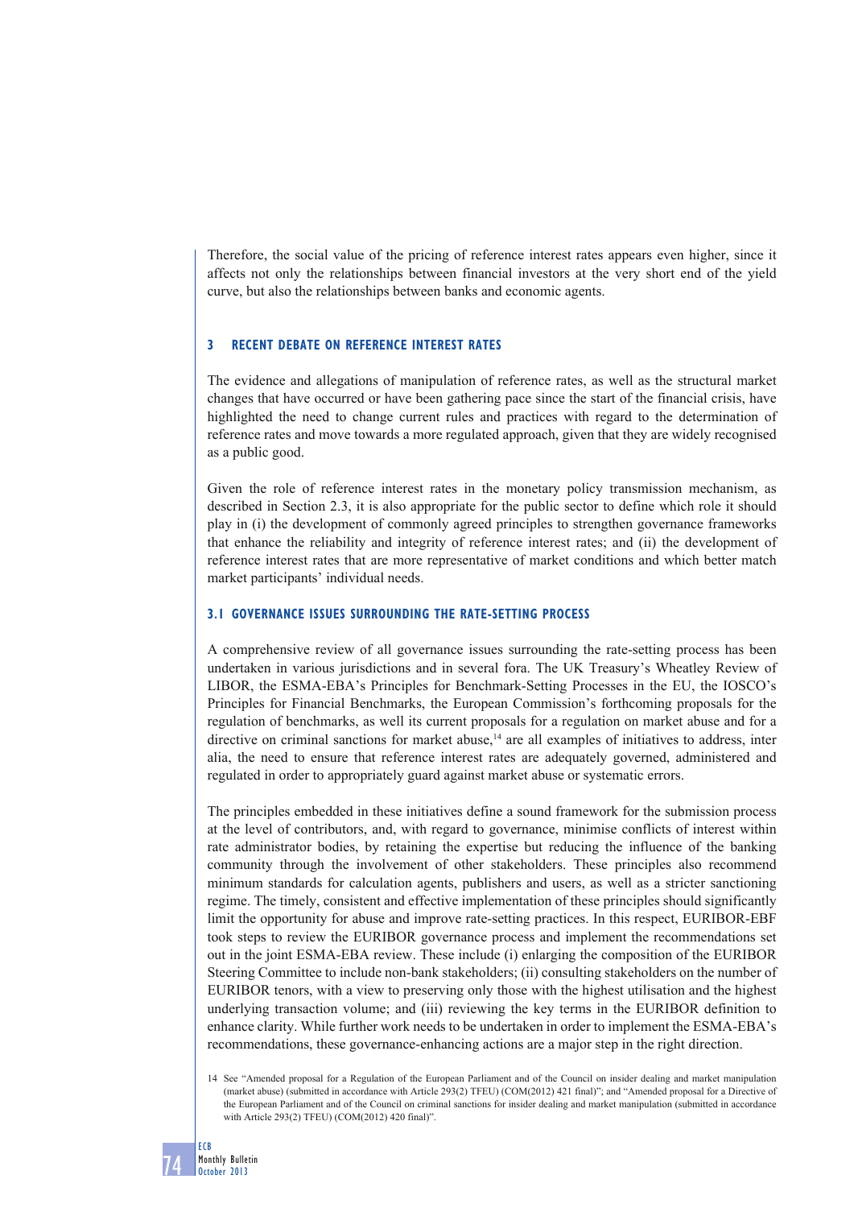Therefore, the social value of the pricing of reference interest rates appears even higher, since it affects not only the relationships between financial investors at the very short end of the yield curve, but also the relationships between banks and economic agents.

## 3 RECENT DEBATE ON REFERENCE INTEREST RATES

The evidence and allegations of manipulation of reference rates, as well as the structural market changes that have occurred or have been gathering pace since the start of the financial crisis, have highlighted the need to change current rules and practices with regard to the determination of reference rates and move towards a more regulated approach, given that they are widely recognised as a public good.

Given the role of reference interest rates in the monetary policy transmission mechanism, as described in Section 2.3, it is also appropriate for the public sector to define which role it should play in (i) the development of commonly agreed principles to strengthen governance frameworks that enhance the reliability and integrity of reference interest rates; and (ii) the development of reference interest rates that are more representative of market conditions and which better match market participants' individual needs.

### 3.1 GOVERNANCE ISSUES SURROUNDING THE RATE-SETTING PROCESS

A comprehensive review of all governance issues surrounding the rate-setting process has been undertaken in various jurisdictions and in several fora. The UK Treasury's Wheatley Review of LIBOR, the ESMA-EBA's Principles for Benchmark-Setting Processes in the EU, the IOSCO's Principles for Financial Benchmarks, the European Commission's forthcoming proposals for the regulation of benchmarks, as well its current proposals for a regulation on market abuse and for a directive on criminal sanctions for market abuse,[14] are all examples of initiatives to address, inter alia, the need to ensure that reference interest rates are adequately governed, administered and regulated in order to appropriately guard against market abuse or systematic errors.

The principles embedded in these initiatives define a sound framework for the submission process at the level of contributors, and, with regard to governance, minimise conflicts of interest within rate administrator bodies, by retaining the expertise but reducing the influence of the banking community through the involvement of other stakeholders. These principles also recommend minimum standards for calculation agents, publishers and users, as well as a stricter sanctioning regime. The timely, consistent and effective implementation of these principles should significantly limit the opportunity for abuse and improve rate-setting practices. In this respect, EURIBOR-EBF took steps to review the EURIBOR governance process and implement the recommendations set out in the joint ESMA-EBA review. These include (i) enlarging the composition of the EURIBOR Steering Committee to include non-bank stakeholders; (ii) consulting stakeholders on the number of EURIBOR tenors, with a view to preserving only those with the highest utilisation and the highest underlying transaction volume; and (iii) reviewing the key terms in the EURIBOR definition to enhance clarity. While further work needs to be undertaken in order to implement the ESMA-EBA's recommendations, these governance-enhancing actions are a major step in the right direction.

14 See "Amended proposal for a Regulation of the European Parliament and of the Council on insider dealing and market manipulation (market abuse) (submitted in accordance with Article 293(2) TFEU) (COM(2012) 421 final)"; and "Amended proposal for a Directive of the European Parliament and of the Council on criminal sanctions for insider dealing and market manipulation (submitted in accordance with Article 293(2) TFEU) (COM(2012) 420 final)".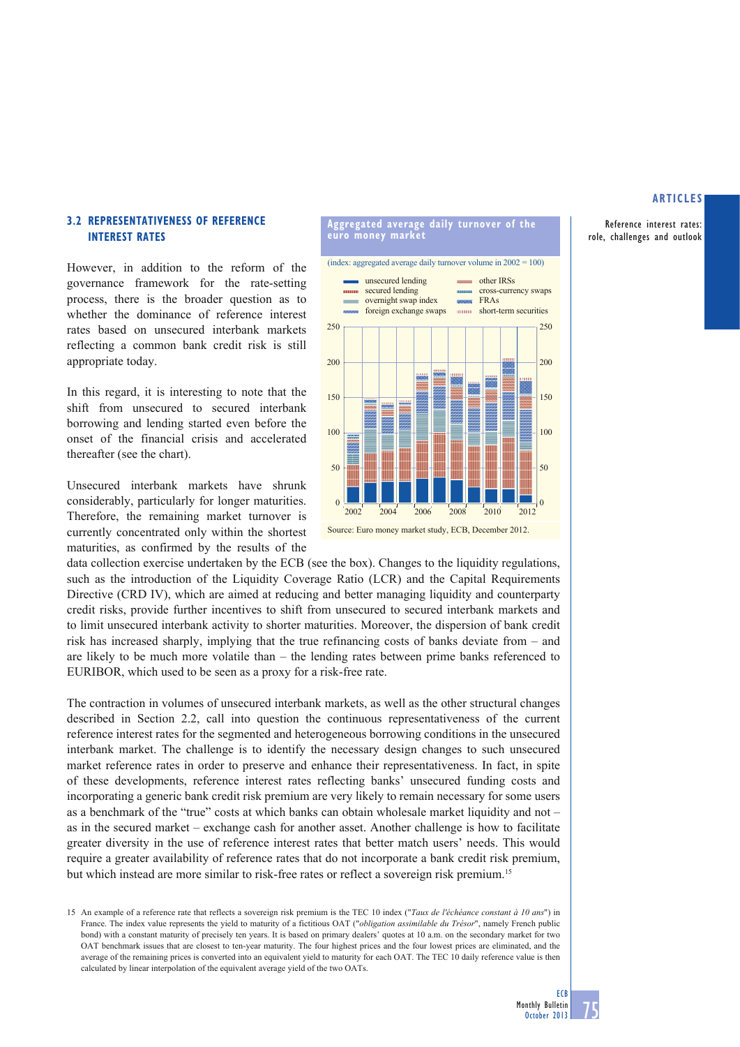### 3.2 REPRESENTATIVENESS OF REFERENCE INTEREST RATES

However, in addition to the reform of the governance framework for the rate-setting process, there is the broader question as to whether the dominance of reference interest rates based on unsecured interbank markets reflecting a common bank credit risk is still appropriate today.

In this regard, it is interesting to note that the shift from unsecured to secured interbank borrowing and lending started even before the onset of the financial crisis and accelerated thereafter (see the chart).

**Aggregated average daily turnover of the euro money market**

(index: aggregated average daily turnover volume in 2002 = 100)

Legend: unsecured lending; secured lending; overnight swap index; foreign exchange swaps; other IRSs; cross-currency swaps; FRAs; short-term securities

Source: Euro money market study, ECB, December 2012.

Unsecured interbank markets have shrunk considerably, particularly for longer maturities. Therefore, the remaining market turnover is currently concentrated only within the shortest maturities, as confirmed by the results of the data collection exercise undertaken by the ECB (see the box). Changes to the liquidity regulations, such as the introduction of the Liquidity Coverage Ratio (LCR) and the Capital Requirements Directive (CRD IV), which are aimed at reducing and better managing liquidity and counterparty credit risks, provide further incentives to shift from unsecured to secured interbank markets and to limit unsecured interbank activity to shorter maturities. Moreover, the dispersion of bank credit risk has increased sharply, implying that the true refinancing costs of banks deviate from – and are likely to be much more volatile than – the lending rates between prime banks referenced to EURIBOR, which used to be seen as a proxy for a risk-free rate.

The contraction in volumes of unsecured interbank markets, as well as the other structural changes described in Section 2.2, call into question the continuous representativeness of the current reference interest rates for the segmented and heterogeneous borrowing conditions in the unsecured interbank market. The challenge is to identify the necessary design changes to such unsecured market reference rates in order to preserve and enhance their representativeness. In fact, in spite of these developments, reference interest rates reflecting banks' unsecured funding costs and incorporating a generic bank credit risk premium are very likely to remain necessary for some users as a benchmark of the "true" costs at which banks can obtain wholesale market liquidity and not – as in the secured market – exchange cash for another asset. Another challenge is how to facilitate greater diversity in the use of reference interest rates that better match users' needs. This would require a greater availability of reference rates that do not incorporate a bank credit risk premium, but which instead are more similar to risk-free rates or reflect a sovereign risk premium.[15]

15 An example of a reference rate that reflects a sovereign risk premium is the TEC 10 index ("*Taux de l'échéance constant à 10 ans*") in France. The index value represents the yield to maturity of a fictitious OAT ("*obligation assimilable du Trésor*", namely French public bond) with a constant maturity of precisely ten years. It is based on primary dealers' quotes at 10 a.m. on the secondary market for two OAT benchmark issues that are closest to ten-year maturity. The four highest prices and the four lowest prices are eliminated, and the average of the remaining prices is converted into an equivalent yield to maturity for each OAT. The TEC 10 daily reference value is then calculated by linear interpolation of the equivalent average yield of the two OATs.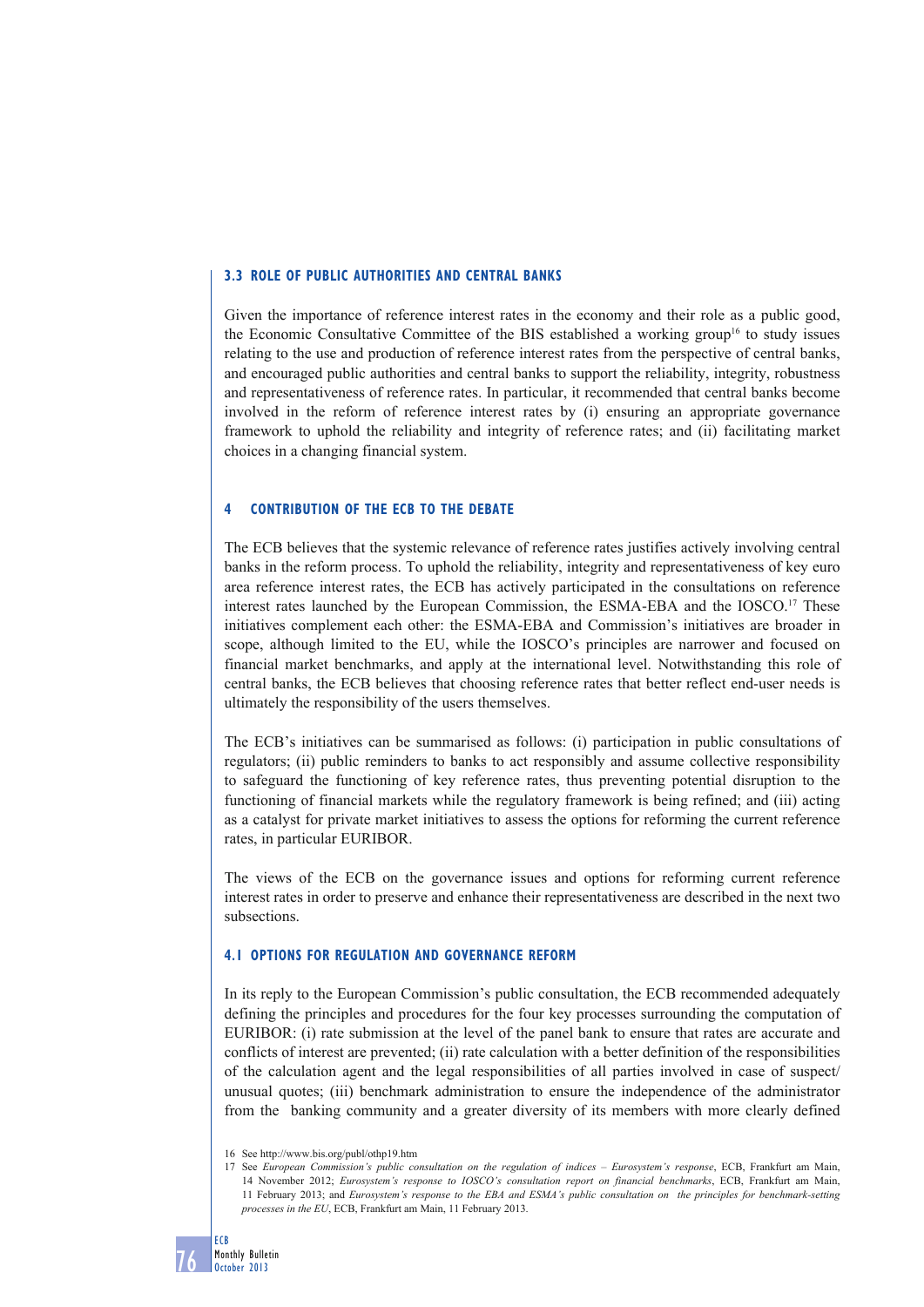### 3.3 ROLE OF PUBLIC AUTHORITIES AND CENTRAL BANKS

Given the importance of reference interest rates in the economy and their role as a public good, the Economic Consultative Committee of the BIS established a working group[16] to study issues relating to the use and production of reference interest rates from the perspective of central banks, and encouraged public authorities and central banks to support the reliability, integrity, robustness and representativeness of reference rates. In particular, it recommended that central banks become involved in the reform of reference interest rates by (i) ensuring an appropriate governance framework to uphold the reliability and integrity of reference rates; and (ii) facilitating market choices in a changing financial system.

## 4 CONTRIBUTION OF THE ECB TO THE DEBATE

The ECB believes that the systemic relevance of reference rates justifies actively involving central banks in the reform process. To uphold the reliability, integrity and representativeness of key euro area reference interest rates, the ECB has actively participated in the consultations on reference interest rates launched by the European Commission, the ESMA-EBA and the IOSCO.[17] These initiatives complement each other: the ESMA-EBA and Commission's initiatives are broader in scope, although limited to the EU, while the IOSCO's principles are narrower and focused on financial market benchmarks, and apply at the international level. Notwithstanding this role of central banks, the ECB believes that choosing reference rates that better reflect end-user needs is ultimately the responsibility of the users themselves.

The ECB's initiatives can be summarised as follows: (i) participation in public consultations of regulators; (ii) public reminders to banks to act responsibly and assume collective responsibility to safeguard the functioning of key reference rates, thus preventing potential disruption to the functioning of financial markets while the regulatory framework is being refined; and (iii) acting as a catalyst for private market initiatives to assess the options for reforming the current reference rates, in particular EURIBOR.

The views of the ECB on the governance issues and options for reforming current reference interest rates in order to preserve and enhance their representativeness are described in the next two subsections.

### 4.1 OPTIONS FOR REGULATION AND GOVERNANCE REFORM

In its reply to the European Commission's public consultation, the ECB recommended adequately defining the principles and procedures for the four key processes surrounding the computation of EURIBOR: (i) rate submission at the level of the panel bank to ensure that rates are accurate and conflicts of interest are prevented; (ii) rate calculation with a better definition of the responsibilities of the calculation agent and the legal responsibilities of all parties involved in case of suspect/unusual quotes; (iii) benchmark administration to ensure the independence of the administrator from the banking community and a greater diversity of its members with more clearly defined

16 See http://www.bis.org/publ/othp19.htm

17 See *European Commission's public consultation on the regulation of indices – Eurosystem's response*, ECB, Frankfurt am Main, 14 November 2012; *Eurosystem's response to IOSCO's consultation report on financial benchmarks*, ECB, Frankfurt am Main, 11 February 2013; and *Eurosystem's response to the EBA and ESMA's public consultation on the principles for benchmark-setting processes in the EU*, ECB, Frankfurt am Main, 11 February 2013.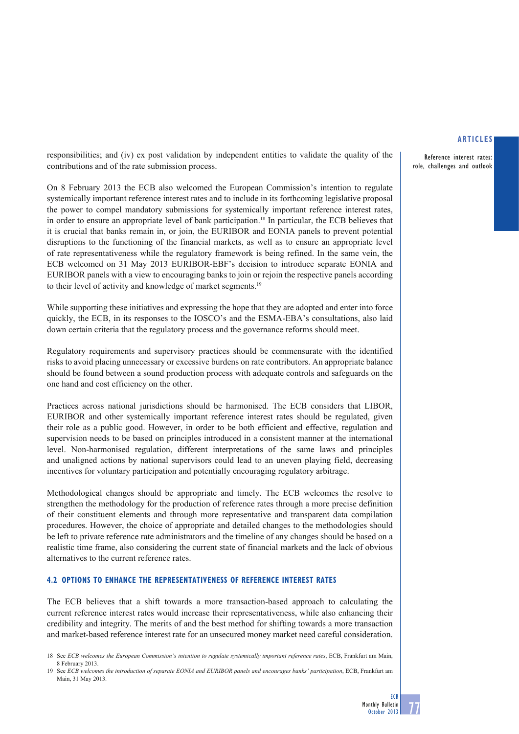responsibilities; and (iv) ex post validation by independent entities to validate the quality of the contributions and of the rate submission process.

On 8 February 2013 the ECB also welcomed the European Commission's intention to regulate systemically important reference interest rates and to include in its forthcoming legislative proposal the power to compel mandatory submissions for systemically important reference interest rates, in order to ensure an appropriate level of bank participation.[18] In particular, the ECB believes that it is crucial that banks remain in, or join, the EURIBOR and EONIA panels to prevent potential disruptions to the functioning of the financial markets, as well as to ensure an appropriate level of rate representativeness while the regulatory framework is being refined. In the same vein, the ECB welcomed on 31 May 2013 EURIBOR-EBF's decision to introduce separate EONIA and EURIBOR panels with a view to encouraging banks to join or rejoin the respective panels according to their level of activity and knowledge of market segments.[19]

While supporting these initiatives and expressing the hope that they are adopted and enter into force quickly, the ECB, in its responses to the IOSCO's and the ESMA-EBA's consultations, also laid down certain criteria that the regulatory process and the governance reforms should meet.

Regulatory requirements and supervisory practices should be commensurate with the identified risks to avoid placing unnecessary or excessive burdens on rate contributors. An appropriate balance should be found between a sound production process with adequate controls and safeguards on the one hand and cost efficiency on the other.

Practices across national jurisdictions should be harmonised. The ECB considers that LIBOR, EURIBOR and other systemically important reference interest rates should be regulated, given their role as a public good. However, in order to be both efficient and effective, regulation and supervision needs to be based on principles introduced in a consistent manner at the international level. Non-harmonised regulation, different interpretations of the same laws and principles and unaligned actions by national supervisors could lead to an uneven playing field, decreasing incentives for voluntary participation and potentially encouraging regulatory arbitrage.

Methodological changes should be appropriate and timely. The ECB welcomes the resolve to strengthen the methodology for the production of reference rates through a more precise definition of their constituent elements and through more representative and transparent data compilation procedures. However, the choice of appropriate and detailed changes to the methodologies should be left to private reference rate administrators and the timeline of any changes should be based on a realistic time frame, also considering the current state of financial markets and the lack of obvious alternatives to the current reference rates.

### 4.2 OPTIONS TO ENHANCE THE REPRESENTATIVENESS OF REFERENCE INTEREST RATES

The ECB believes that a shift towards a more transaction-based approach to calculating the current reference interest rates would increase their representativeness, while also enhancing their credibility and integrity. The merits of and the best method for shifting towards a more transaction and market-based reference interest rate for an unsecured money market need careful consideration.

18 See *ECB welcomes the European Commission's intention to regulate systemically important reference rates*, ECB, Frankfurt am Main, 8 February 2013.

19 See *ECB welcomes the introduction of separate EONIA and EURIBOR panels and encourages banks' participation*, ECB, Frankfurt am Main, 31 May 2013.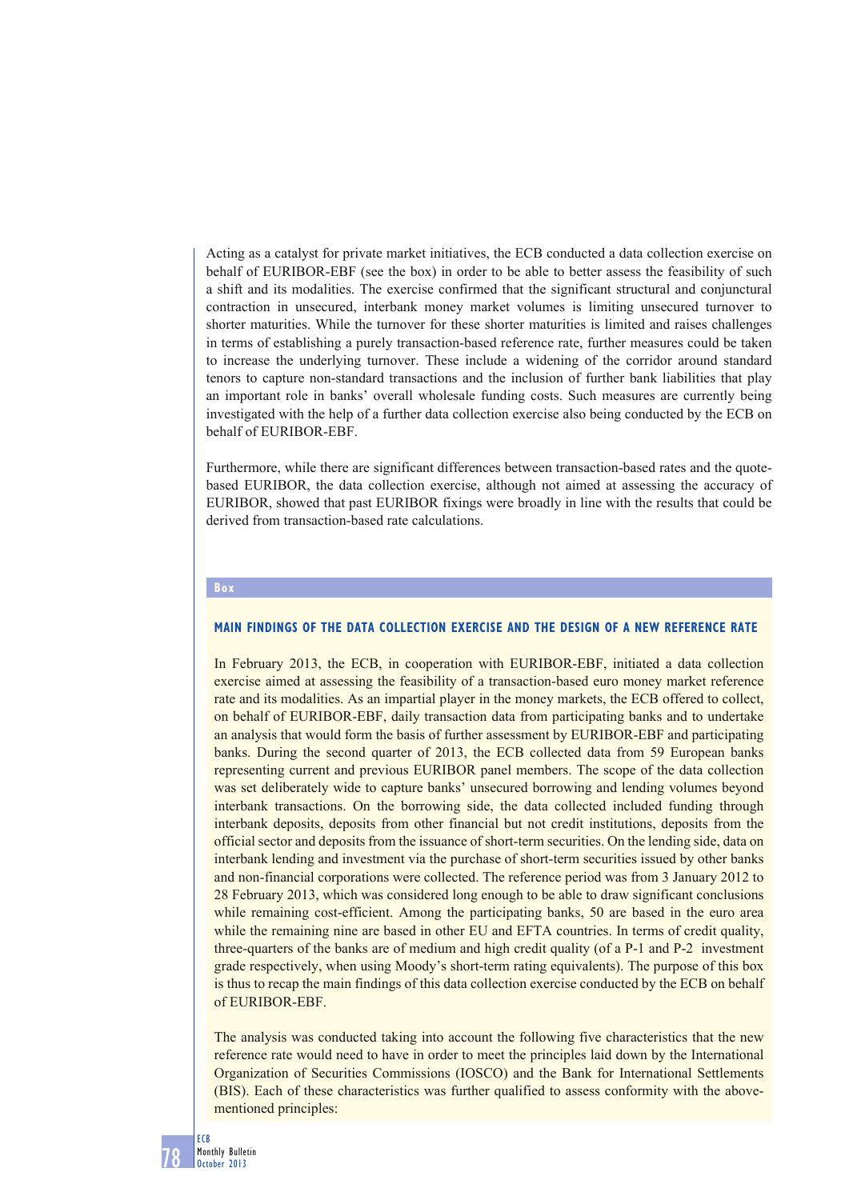Acting as a catalyst for private market initiatives, the ECB conducted a data collection exercise on behalf of EURIBOR-EBF (see the box) in order to be able to better assess the feasibility of such a shift and its modalities. The exercise confirmed that the significant structural and conjunctural contraction in unsecured, interbank money market volumes is limiting unsecured turnover to shorter maturities. While the turnover for these shorter maturities is limited and raises challenges in terms of establishing a purely transaction-based reference rate, further measures could be taken to increase the underlying turnover. These include a widening of the corridor around standard tenors to capture non-standard transactions and the inclusion of further bank liabilities that play an important role in banks' overall wholesale funding costs. Such measures are currently being investigated with the help of a further data collection exercise also being conducted by the ECB on behalf of EURIBOR-EBF.

Furthermore, while there are significant differences between transaction-based rates and the quote-based EURIBOR, the data collection exercise, although not aimed at assessing the accuracy of EURIBOR, showed that past EURIBOR fixings were broadly in line with the results that could be derived from transaction-based rate calculations.

**Box**

## MAIN FINDINGS OF THE DATA COLLECTION EXERCISE AND THE DESIGN OF A NEW REFERENCE RATE

In February 2013, the ECB, in cooperation with EURIBOR-EBF, initiated a data collection exercise aimed at assessing the feasibility of a transaction-based euro money market reference rate and its modalities. As an impartial player in the money markets, the ECB offered to collect, on behalf of EURIBOR-EBF, daily transaction data from participating banks and to undertake an analysis that would form the basis of further assessment by EURIBOR-EBF and participating banks. During the second quarter of 2013, the ECB collected data from 59 European banks representing current and previous EURIBOR panel members. The scope of the data collection was set deliberately wide to capture banks' unsecured borrowing and lending volumes beyond interbank transactions. On the borrowing side, the data collected included funding through interbank deposits, deposits from other financial but not credit institutions, deposits from the official sector and deposits from the issuance of short-term securities. On the lending side, data on interbank lending and investment via the purchase of short-term securities issued by other banks and non-financial corporations were collected. The reference period was from 3 January 2012 to 28 February 2013, which was considered long enough to be able to draw significant conclusions while remaining cost-efficient. Among the participating banks, 50 are based in the euro area while the remaining nine are based in other EU and EFTA countries. In terms of credit quality, three-quarters of the banks are of medium and high credit quality (of a P-1 and P-2 investment grade respectively, when using Moody's short-term rating equivalents). The purpose of this box is thus to recap the main findings of this data collection exercise conducted by the ECB on behalf of EURIBOR-EBF.

The analysis was conducted taking into account the following five characteristics that the new reference rate would need to have in order to meet the principles laid down by the International Organization of Securities Commissions (IOSCO) and the Bank for International Settlements (BIS). Each of these characteristics was further qualified to assess conformity with the above-mentioned principles: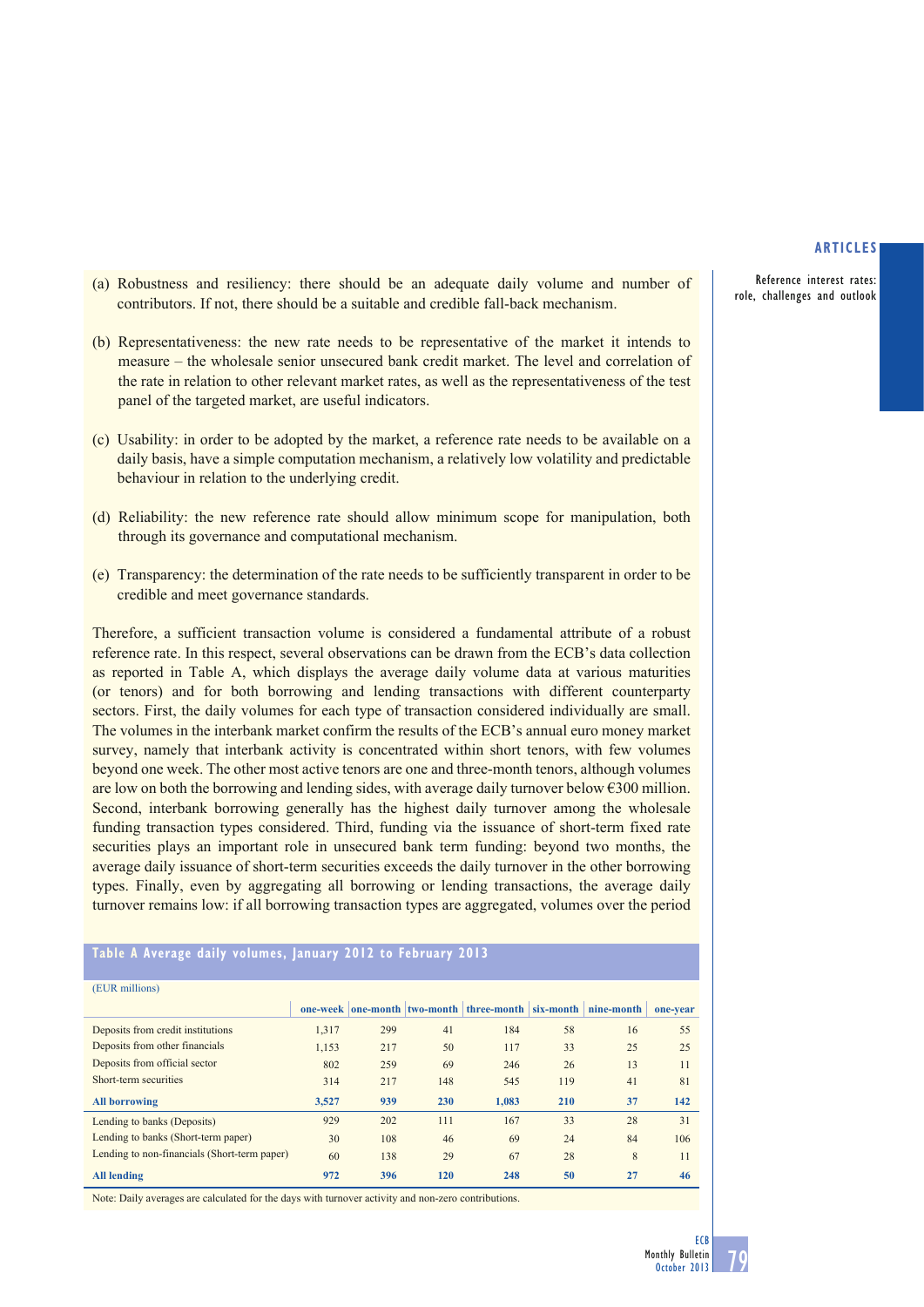(a) Robustness and resiliency: there should be an adequate daily volume and number of contributors. If not, there should be a suitable and credible fall-back mechanism.

(b) Representativeness: the new rate needs to be representative of the market it intends to measure – the wholesale senior unsecured bank credit market. The level and correlation of the rate in relation to other relevant market rates, as well as the representativeness of the test panel of the targeted market, are useful indicators.

(c) Usability: in order to be adopted by the market, a reference rate needs to be available on a daily basis, have a simple computation mechanism, a relatively low volatility and predictable behaviour in relation to the underlying credit.

(d) Reliability: the new reference rate should allow minimum scope for manipulation, both through its governance and computational mechanism.

(e) Transparency: the determination of the rate needs to be sufficiently transparent in order to be credible and meet governance standards.

Therefore, a sufficient transaction volume is considered a fundamental attribute of a robust reference rate. In this respect, several observations can be drawn from the ECB's data collection as reported in Table A, which displays the average daily volume data at various maturities (or tenors) and for both borrowing and lending transactions with different counterparty sectors. First, the daily volumes for each type of transaction considered individually are small. The volumes in the interbank market confirm the results of the ECB's annual euro money market survey, namely that interbank activity is concentrated within short tenors, with few volumes beyond one week. The other most active tenors are one and three-month tenors, although volumes are low on both the borrowing and lending sides, with average daily turnover below €300 million. Second, interbank borrowing generally has the highest daily turnover among the wholesale funding transaction types considered. Third, funding via the issuance of short-term fixed rate securities plays an important role in unsecured bank term funding: beyond two months, the average daily issuance of short-term securities exceeds the daily turnover in the other borrowing types. Finally, even by aggregating all borrowing or lending transactions, the average daily turnover remains low: if all borrowing transaction types are aggregated, volumes over the period

**Table A Average daily volumes, January 2012 to February 2013**

(EUR millions)

| | one-week | one-month | two-month | three-month | six-month | nine-month | one-year |
|---|---|---|---|---|---|---|---|
| Deposits from credit institutions | 1,317 | 299 | 41 | 184 | 58 | 16 | 55 |
| Deposits from other financials | 1,153 | 217 | 50 | 117 | 33 | 25 | 25 |
| Deposits from official sector | 802 | 259 | 69 | 246 | 26 | 13 | 11 |
| Short-term securities | 314 | 217 | 148 | 545 | 119 | 41 | 81 |
| **All borrowing** | **3,527** | **939** | **230** | **1,083** | **210** | **37** | **142** |
| Lending to banks (Deposits) | 929 | 202 | 111 | 167 | 33 | 28 | 31 |
| Lending to banks (Short-term paper) | 30 | 108 | 46 | 69 | 24 | 84 | 106 |
| Lending to non-financials (Short-term paper) | 60 | 138 | 29 | 67 | 28 | 8 | 11 |
| **All lending** | **972** | **396** | **120** | **248** | **50** | **27** | **46** |

Note: Daily averages are calculated for the days with turnover activity and non-zero contributions.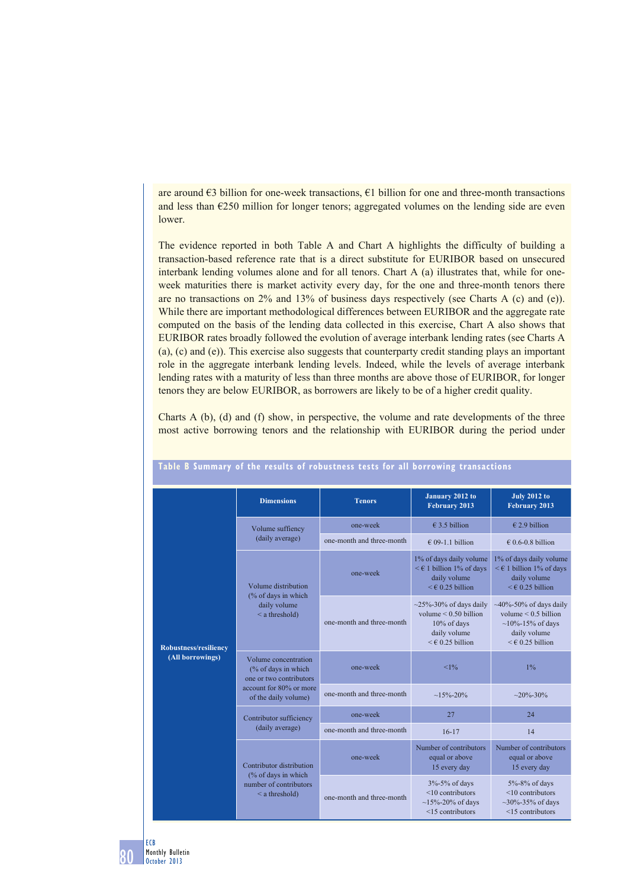are around €3 billion for one-week transactions, €1 billion for one and three-month transactions and less than €250 million for longer tenors; aggregated volumes on the lending side are even lower.

The evidence reported in both Table A and Chart A highlights the difficulty of building a transaction-based reference rate that is a direct substitute for EURIBOR based on unsecured interbank lending volumes alone and for all tenors. Chart A (a) illustrates that, while for one-week maturities there is market activity every day, for the one and three-month tenors there are no transactions on 2% and 13% of business days respectively (see Charts A (c) and (e)). While there are important methodological differences between EURIBOR and the aggregate rate computed on the basis of the lending data collected in this exercise, Chart A also shows that EURIBOR rates broadly followed the evolution of average interbank lending rates (see Charts A (a), (c) and (e)). This exercise also suggests that counterparty credit standing plays an important role in the aggregate interbank lending levels. Indeed, while the levels of average interbank lending rates with a maturity of less than three months are above those of EURIBOR, for longer tenors they are below EURIBOR, as borrowers are likely to be of a higher credit quality.

Charts A (b), (d) and (f) show, in perspective, the volume and rate developments of the three most active borrowing tenors and the relationship with EURIBOR during the period under

**Table B Summary of the results of robustness tests for all borrowing transactions**

| | Dimensions | Tenors | January 2012 to February 2013 | July 2012 to February 2013 |
|---|---|---|---|---|
| **Robustness/resiliency (All borrowings)** | Volume suffiency (daily average) | one-week | € 3.5 billion | € 2.9 billion |
| | | one-month and three-month | € 09-1.1 billion | € 0.6-0.8 billion |
| | Volume distribution (% of days in which daily volume < a threshold) | one-week | 1% of days daily volume < € 1 billion 1% of days daily volume < € 0.25 billion | 1% of days daily volume < € 1 billion 1% of days daily volume < € 0.25 billion |
| | | one-month and three-month | ~25%-30% of days daily volume < 0.50 billion 10% of days daily volume < € 0.25 billion | ~40%-50% of days daily volume < 0.5 billion ~10%-15% of days daily volume < € 0.25 billion |
| | Volume concentration (% of days in which one or two contributors account for 80% or more of the daily volume) | one-week | <1% | 1% |
| | | one-month and three-month | ~15%-20% | ~20%-30% |
| | Contributor sufficiency (daily average) | one-week | 27 | 24 |
| | | one-month and three-month | 16-17 | 14 |
| | Contributor distribution (% of days in which number of contributors < a threshold) | one-week | Number of contributors equal or above 15 every day | Number of contributors equal or above 15 every day |
| | | one-month and three-month | 3%-5% of days <10 contributors ~15%-20% of days <15 contributors | 5%-8% of days <10 contributors ~30%-35% of days <15 contributors |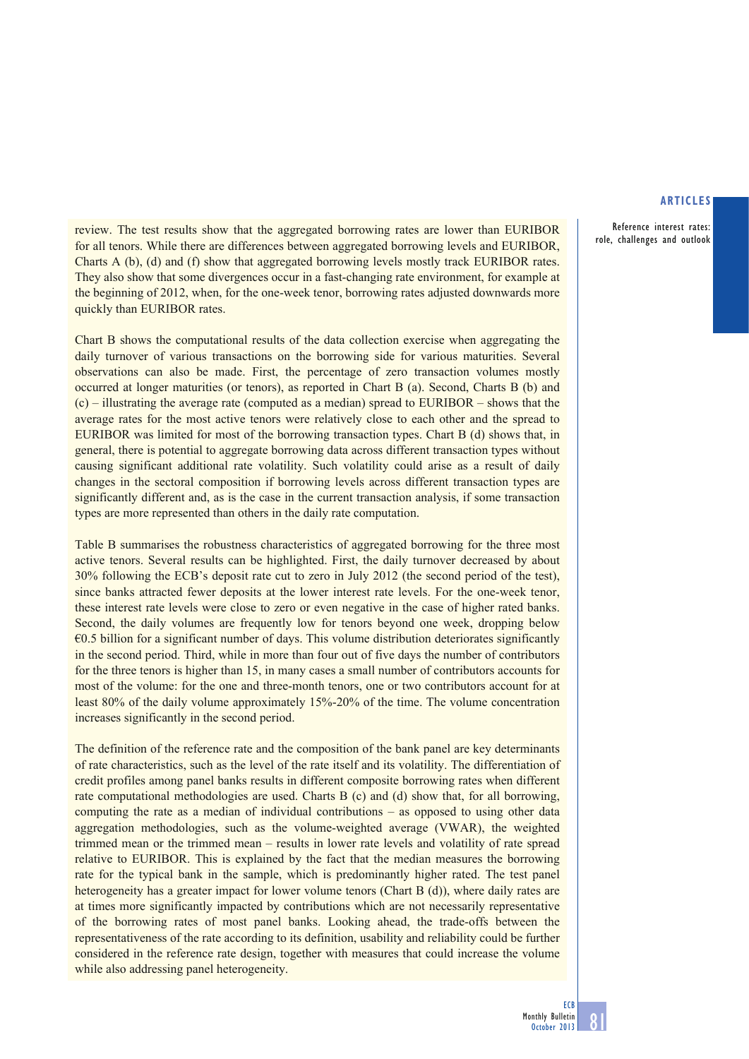review. The test results show that the aggregated borrowing rates are lower than EURIBOR for all tenors. While there are differences between aggregated borrowing levels and EURIBOR, Charts A (b), (d) and (f) show that aggregated borrowing levels mostly track EURIBOR rates. They also show that some divergences occur in a fast-changing rate environment, for example at the beginning of 2012, when, for the one-week tenor, borrowing rates adjusted downwards more quickly than EURIBOR rates.

Chart B shows the computational results of the data collection exercise when aggregating the daily turnover of various transactions on the borrowing side for various maturities. Several observations can also be made. First, the percentage of zero transaction volumes mostly occurred at longer maturities (or tenors), as reported in Chart B (a). Second, Charts B (b) and (c) – illustrating the average rate (computed as a median) spread to EURIBOR – shows that the average rates for the most active tenors were relatively close to each other and the spread to EURIBOR was limited for most of the borrowing transaction types. Chart B (d) shows that, in general, there is potential to aggregate borrowing data across different transaction types without causing significant additional rate volatility. Such volatility could arise as a result of daily changes in the sectoral composition if borrowing levels across different transaction types are significantly different and, as is the case in the current transaction analysis, if some transaction types are more represented than others in the daily rate computation.

Table B summarises the robustness characteristics of aggregated borrowing for the three most active tenors. Several results can be highlighted. First, the daily turnover decreased by about 30% following the ECB's deposit rate cut to zero in July 2012 (the second period of the test), since banks attracted fewer deposits at the lower interest rate levels. For the one-week tenor, these interest rate levels were close to zero or even negative in the case of higher rated banks. Second, the daily volumes are frequently low for tenors beyond one week, dropping below €0.5 billion for a significant number of days. This volume distribution deteriorates significantly in the second period. Third, while in more than four out of five days the number of contributors for the three tenors is higher than 15, in many cases a small number of contributors accounts for most of the volume: for the one and three-month tenors, one or two contributors account for at least 80% of the daily volume approximately 15%-20% of the time. The volume concentration increases significantly in the second period.

The definition of the reference rate and the composition of the bank panel are key determinants of rate characteristics, such as the level of the rate itself and its volatility. The differentiation of credit profiles among panel banks results in different composite borrowing rates when different rate computational methodologies are used. Charts B (c) and (d) show that, for all borrowing, computing the rate as a median of individual contributions – as opposed to using other data aggregation methodologies, such as the volume-weighted average (VWAR), the weighted trimmed mean or the trimmed mean – results in lower rate levels and volatility of rate spread relative to EURIBOR. This is explained by the fact that the median measures the borrowing rate for the typical bank in the sample, which is predominantly higher rated. The test panel heterogeneity has a greater impact for lower volume tenors (Chart B (d)), where daily rates are at times more significantly impacted by contributions which are not necessarily representative of the borrowing rates of most panel banks. Looking ahead, the trade-offs between the representativeness of the rate according to its definition, usability and reliability could be further considered in the reference rate design, together with measures that could increase the volume while also addressing panel heterogeneity.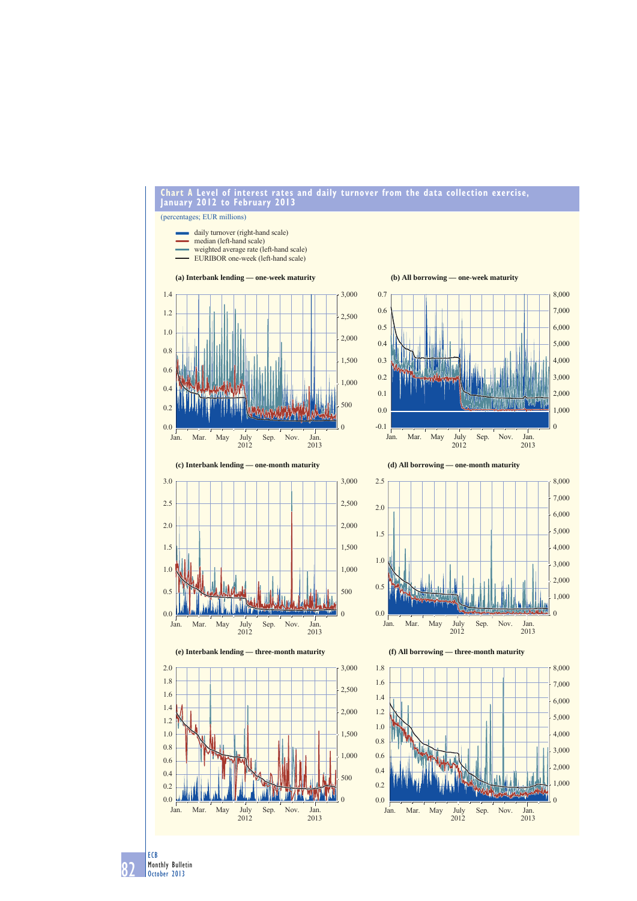## Chart A Level of interest rates and daily turnover from the data collection exercise, January 2012 to February 2013

(percentages; EUR millions)

- daily turnover (right-hand scale)
- median (left-hand scale)
- weighted average rate (left-hand scale)
- EURIBOR one-week (left-hand scale)

**(a) Interbank lending — one-week maturity**

**(b) All borrowing — one-week maturity**

**(c) Interbank lending — one-month maturity**

**(d) All borrowing — one-month maturity**

**(e) Interbank lending — three-month maturity**

**(f) All borrowing — three-month maturity**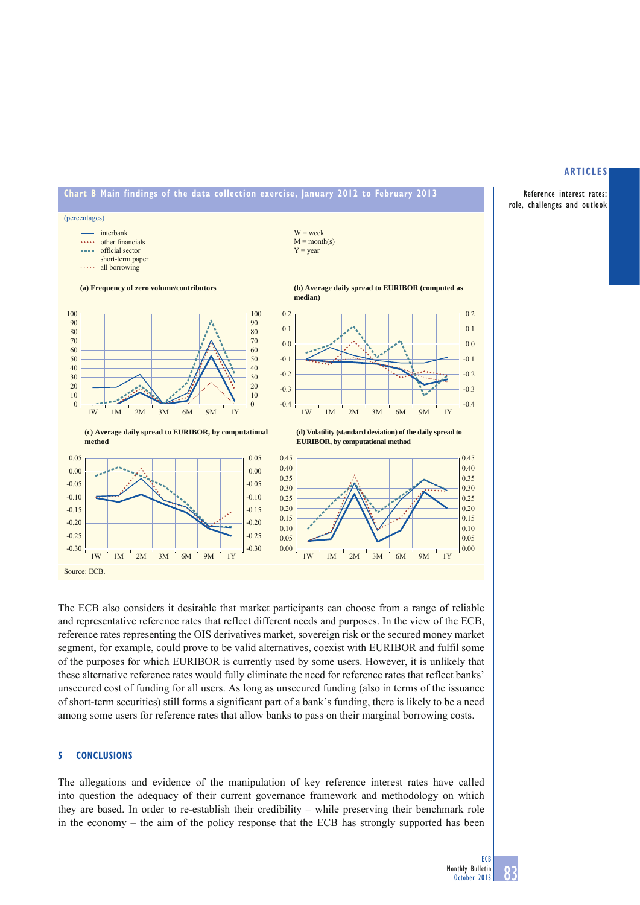**Chart B Main findings of the data collection exercise, January 2012 to February 2013**

(percentages)

- interbank
- other financials
- official sector
- short-term paper
- all borrowing

W = week
M = month(s)
Y = year

(a) Frequency of zero volume/contributors

(b) Average daily spread to EURIBOR (computed as median)

(c) Average daily spread to EURIBOR, by computational method

(d) Volatility (standard deviation) of the daily spread to EURIBOR, by computational method

Source: ECB.

The ECB also considers it desirable that market participants can choose from a range of reliable and representative reference rates that reflect different needs and purposes. In the view of the ECB, reference rates representing the OIS derivatives market, sovereign risk or the secured money market segment, for example, could prove to be valid alternatives, coexist with EURIBOR and fulfil some of the purposes for which EURIBOR is currently used by some users. However, it is unlikely that these alternative reference rates would fully eliminate the need for reference rates that reflect banks' unsecured cost of funding for all users. As long as unsecured funding (also in terms of the issuance of short-term securities) still forms a significant part of a bank's funding, there is likely to be a need among some users for reference rates that allow banks to pass on their marginal borrowing costs.

## 5 CONCLUSIONS

The allegations and evidence of the manipulation of key reference interest rates have called into question the adequacy of their current governance framework and methodology on which they are based. In order to re-establish their credibility – while preserving their benchmark role in the economy – the aim of the policy response that the ECB has strongly supported has been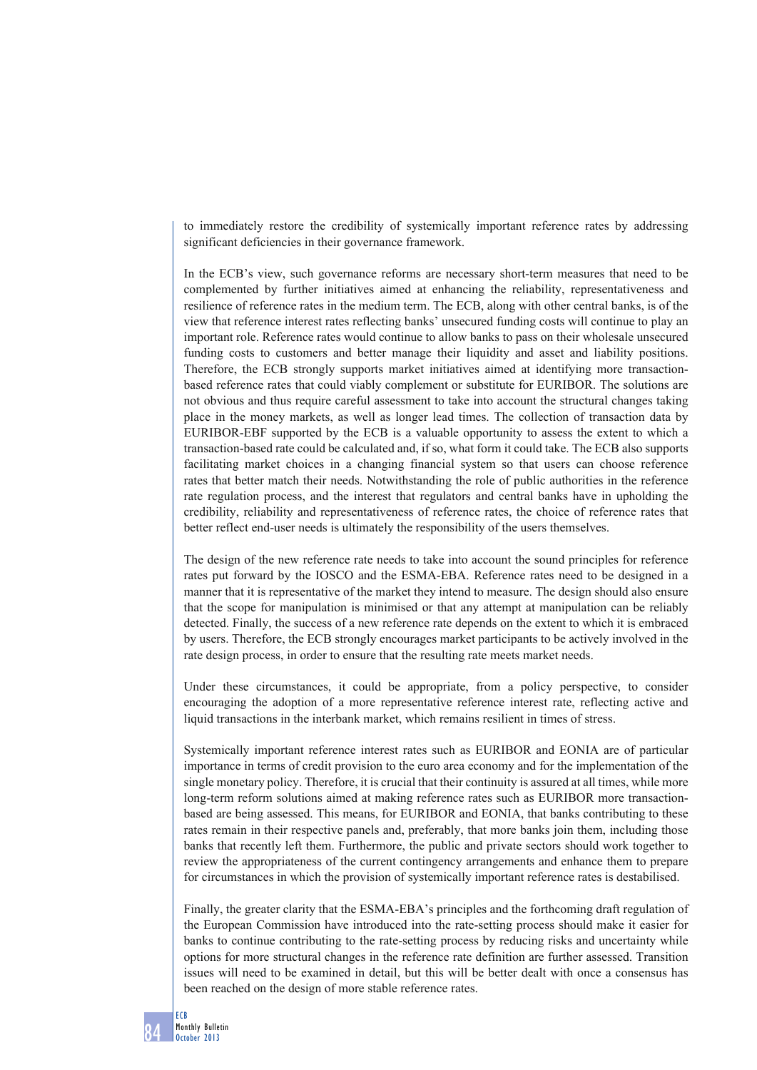to immediately restore the credibility of systemically important reference rates by addressing significant deficiencies in their governance framework.

In the ECB's view, such governance reforms are necessary short-term measures that need to be complemented by further initiatives aimed at enhancing the reliability, representativeness and resilience of reference rates in the medium term. The ECB, along with other central banks, is of the view that reference interest rates reflecting banks' unsecured funding costs will continue to play an important role. Reference rates would continue to allow banks to pass on their wholesale unsecured funding costs to customers and better manage their liquidity and asset and liability positions. Therefore, the ECB strongly supports market initiatives aimed at identifying more transaction-based reference rates that could viably complement or substitute for EURIBOR. The solutions are not obvious and thus require careful assessment to take into account the structural changes taking place in the money markets, as well as longer lead times. The collection of transaction data by EURIBOR-EBF supported by the ECB is a valuable opportunity to assess the extent to which a transaction-based rate could be calculated and, if so, what form it could take. The ECB also supports facilitating market choices in a changing financial system so that users can choose reference rates that better match their needs. Notwithstanding the role of public authorities in the reference rate regulation process, and the interest that regulators and central banks have in upholding the credibility, reliability and representativeness of reference rates, the choice of reference rates that better reflect end-user needs is ultimately the responsibility of the users themselves.

The design of the new reference rate needs to take into account the sound principles for reference rates put forward by the IOSCO and the ESMA-EBA. Reference rates need to be designed in a manner that it is representative of the market they intend to measure. The design should also ensure that the scope for manipulation is minimised or that any attempt at manipulation can be reliably detected. Finally, the success of a new reference rate depends on the extent to which it is embraced by users. Therefore, the ECB strongly encourages market participants to be actively involved in the rate design process, in order to ensure that the resulting rate meets market needs.

Under these circumstances, it could be appropriate, from a policy perspective, to consider encouraging the adoption of a more representative reference interest rate, reflecting active and liquid transactions in the interbank market, which remains resilient in times of stress.

Systemically important reference interest rates such as EURIBOR and EONIA are of particular importance in terms of credit provision to the euro area economy and for the implementation of the single monetary policy. Therefore, it is crucial that their continuity is assured at all times, while more long-term reform solutions aimed at making reference rates such as EURIBOR more transaction-based are being assessed. This means, for EURIBOR and EONIA, that banks contributing to these rates remain in their respective panels and, preferably, that more banks join them, including those banks that recently left them. Furthermore, the public and private sectors should work together to review the appropriateness of the current contingency arrangements and enhance them to prepare for circumstances in which the provision of systemically important reference rates is destabilised.

Finally, the greater clarity that the ESMA-EBA's principles and the forthcoming draft regulation of the European Commission have introduced into the rate-setting process should make it easier for banks to continue contributing to the rate-setting process by reducing risks and uncertainty while options for more structural changes in the reference rate definition are further assessed. Transition issues will need to be examined in detail, but this will be better dealt with once a consensus has been reached on the design of more stable reference rates.